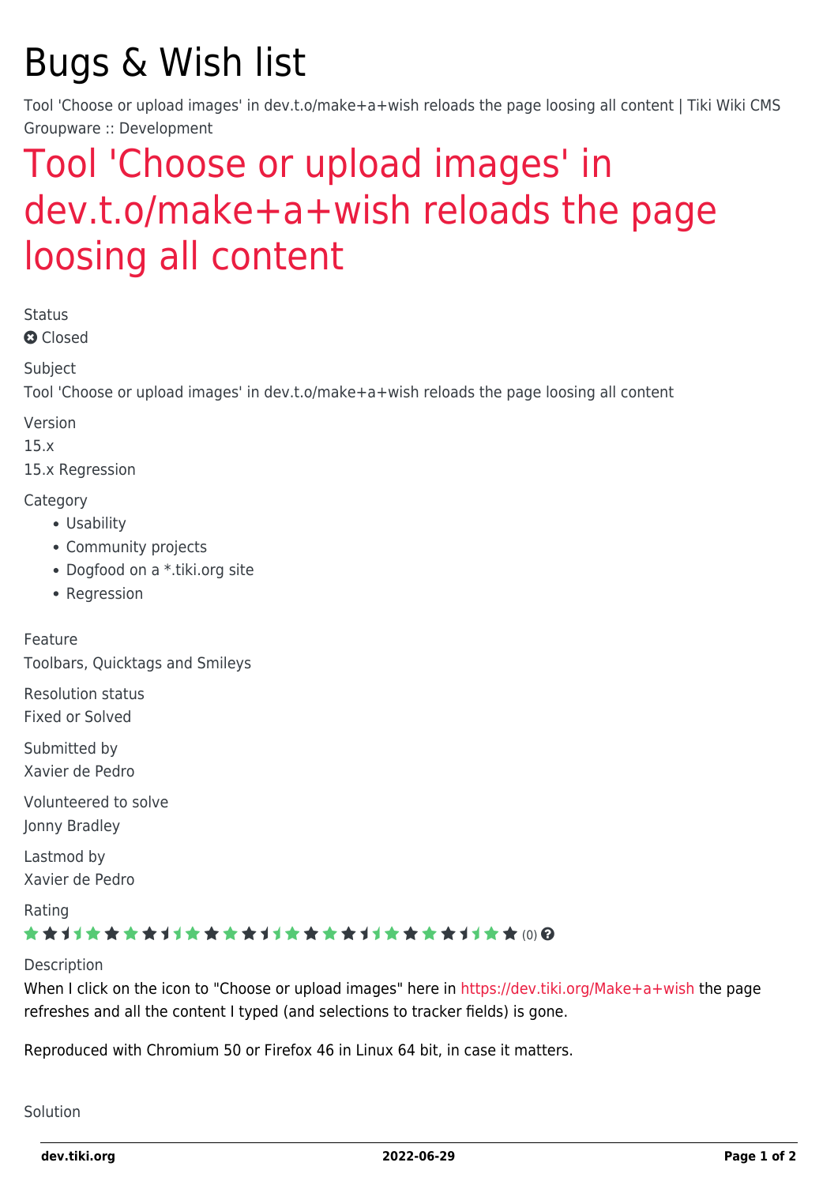# Bugs & Wish list

Tool 'Choose or upload images' in dev.t.o/make+a+wish reloads the page loosing all content | Tiki Wiki CMS Groupware :: Development

## Tool 'Choose or upload images' in dev.t.o/make+a+wish reloads the page loosing all content

Status

Closed

Subject

Tool 'Choose or upload images' in dev.t.o/make+a+wish reloads the page loosing all content

Version

15.x

15.x Regression

Category

- Usability
- Community projects
- Dogfood on a *.tiki.org site
- Regression

Feature

Toolbars, Quicktags and Smileys

Resolution status

Fixed or Solved

Submitted by

Xavier de Pedro

Volunteered to solve

Jonny Bradley

Lastmod by

Xavier de Pedro

Rating

(0)

Description

When I click on the icon to "Choose or upload images" here in https://dev.tiki.org/Make+a+wish the page refreshes and all the content I typed (and selections to tracker fields) is gone.

Reproduced with Chromium 50 or Firefox 46 in Linux 64 bit, in case it matters.

Solution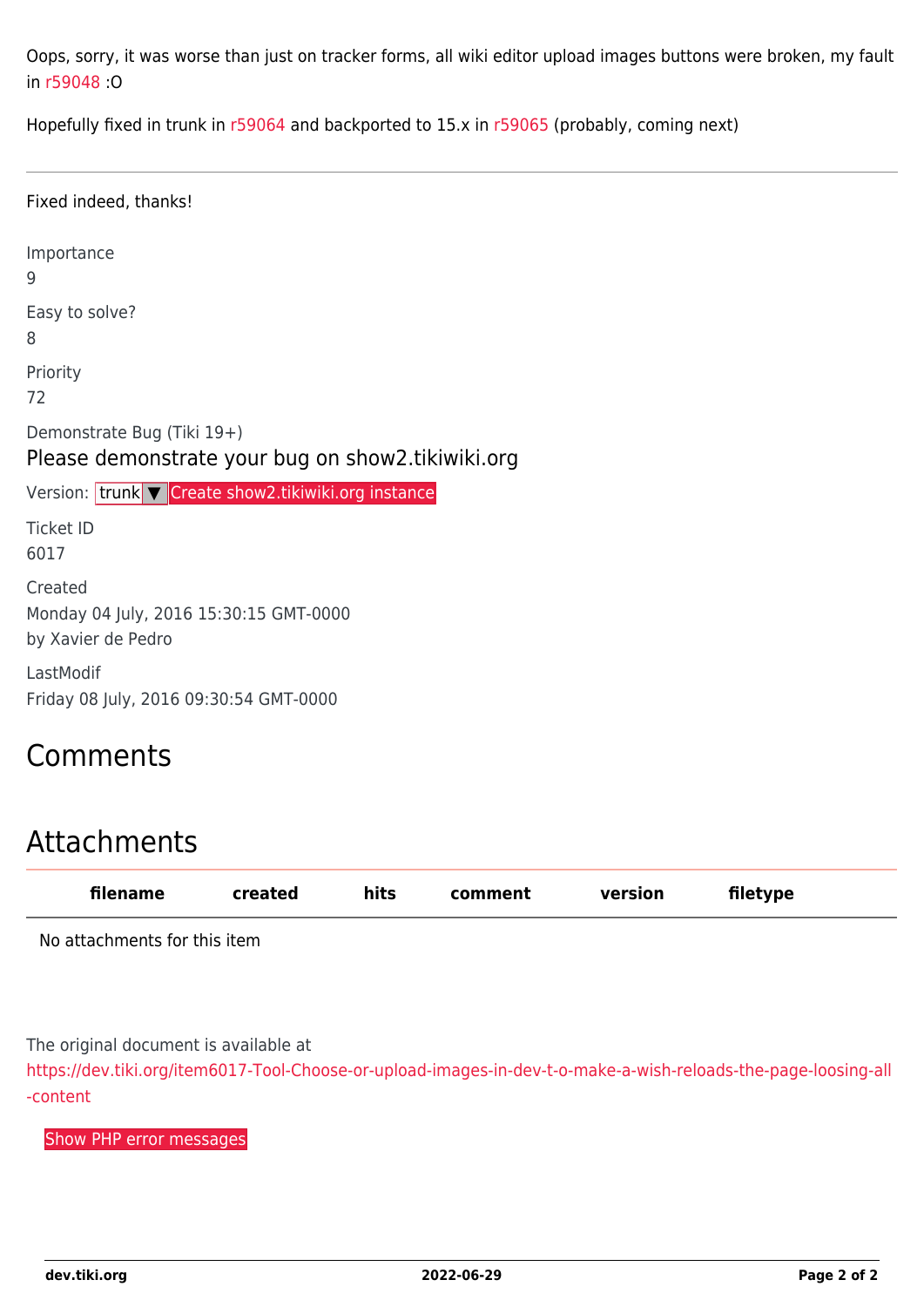Oops, sorry, it was worse than just on tracker forms, all wiki editor upload images buttons were broken, my fault in r59048 :O

Hopefully fixed in trunk in r59064 and backported to 15.x in r59065 (probably, coming next)

---

Fixed indeed, thanks!

Importance
9

Easy to solve?
8

Priority
72

Demonstrate Bug (Tiki 19+)

Please demonstrate your bug on show2.tikiwiki.org

Version: trunk ▼ Create show2.tikiwiki.org instance

Ticket ID
6017

Created
Monday 04 July, 2016 15:30:15 GMT-0000
by Xavier de Pedro

LastModif
Friday 08 July, 2016 09:30:54 GMT-0000

# Comments

# Attachments

| filename | created | hits | comment | version | filetype |
|---|---|---|---|---|---|
| No attachments for this item | | | | | |

The original document is available at
https://dev.tiki.org/item6017-Tool-Choose-or-upload-images-in-dev-t-o-make-a-wish-reloads-the-page-loosing-all-content

Show PHP error messages